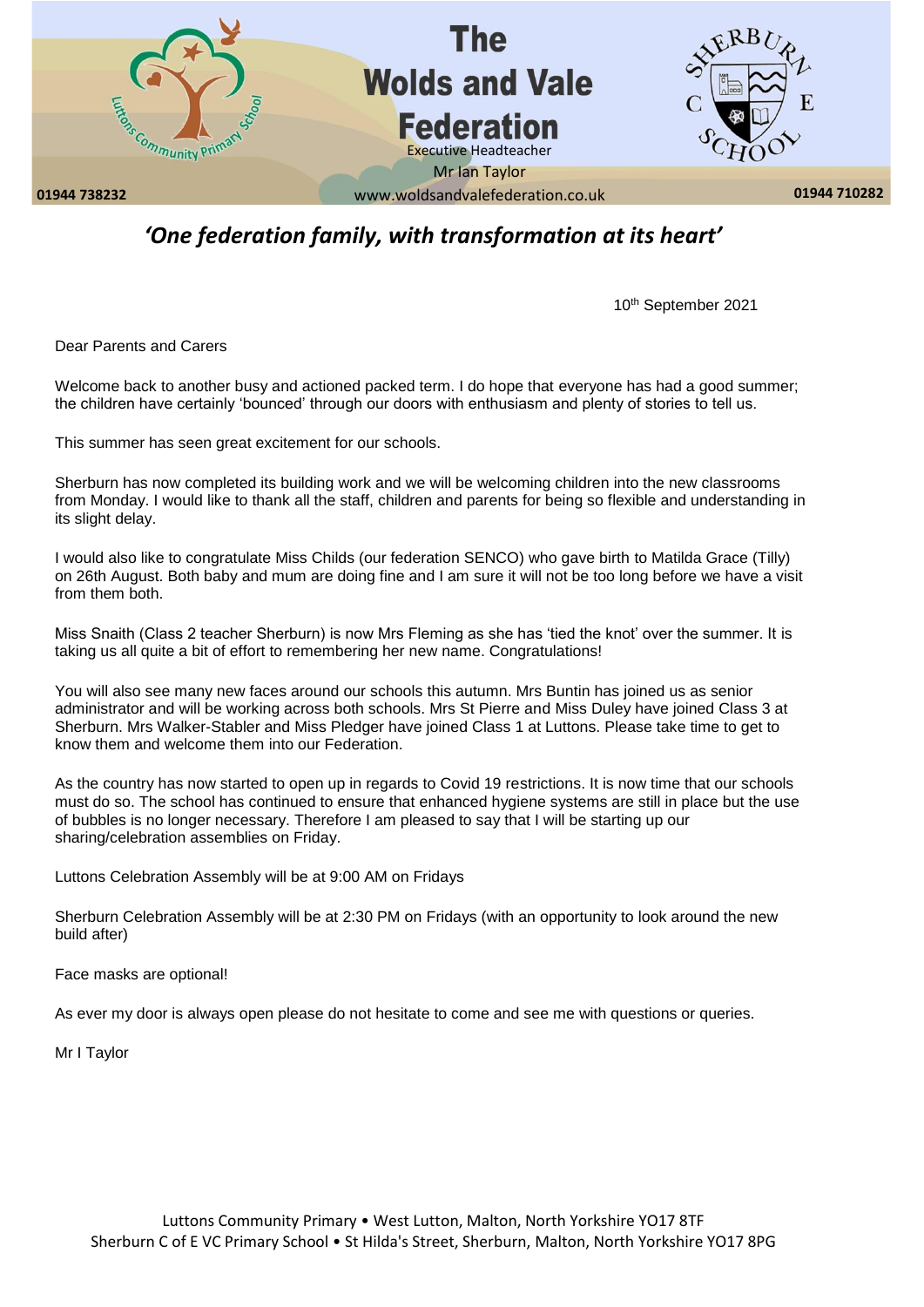# The Wolds and Vale Federation

Executive Headteacher
Mr Ian Taylor

01944 738232 · www.woldsandvalefederation.co.uk · 01944 710282

## *'One federation family, with transformation at its heart'*

10th September 2021

Dear Parents and Carers

Welcome back to another busy and actioned packed term. I do hope that everyone has had a good summer; the children have certainly 'bounced' through our doors with enthusiasm and plenty of stories to tell us.

This summer has seen great excitement for our schools.

Sherburn has now completed its building work and we will be welcoming children into the new classrooms from Monday. I would like to thank all the staff, children and parents for being so flexible and understanding in its slight delay.

I would also like to congratulate Miss Childs (our federation SENCO) who gave birth to Matilda Grace (Tilly) on 26th August. Both baby and mum are doing fine and I am sure it will not be too long before we have a visit from them both.

Miss Snaith (Class 2 teacher Sherburn) is now Mrs Fleming as she has 'tied the knot' over the summer. It is taking us all quite a bit of effort to remembering her new name. Congratulations!

You will also see many new faces around our schools this autumn. Mrs Buntin has joined us as senior administrator and will be working across both schools. Mrs St Pierre and Miss Duley have joined Class 3 at Sherburn. Mrs Walker-Stabler and Miss Pledger have joined Class 1 at Luttons. Please take time to get to know them and welcome them into our Federation.

As the country has now started to open up in regards to Covid 19 restrictions. It is now time that our schools must do so. The school has continued to ensure that enhanced hygiene systems are still in place but the use of bubbles is no longer necessary. Therefore I am pleased to say that I will be starting up our sharing/celebration assemblies on Friday.

Luttons Celebration Assembly will be at 9:00 AM on Fridays

Sherburn Celebration Assembly will be at 2:30 PM on Fridays (with an opportunity to look around the new build after)

Face masks are optional!

As ever my door is always open please do not hesitate to come and see me with questions or queries.

Mr I Taylor

Luttons Community Primary • West Lutton, Malton, North Yorkshire YO17 8TF
Sherburn C of E VC Primary School • St Hilda's Street, Sherburn, Malton, North Yorkshire YO17 8PG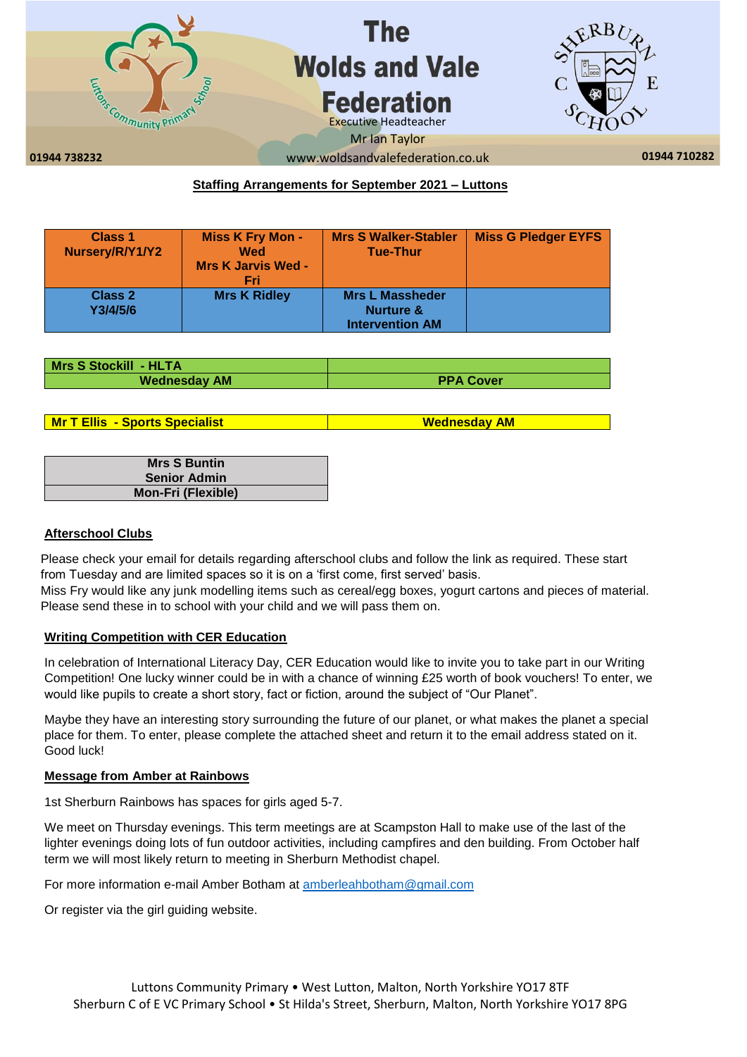The Wolds and Vale Federation

Executive Headteacher

Mr Ian Taylor

01944 738232 www.woldsandvalefederation.co.uk 01944 710282

## Staffing Arrangements for September 2021 – Luttons

| Class 1 Nursery/R/Y1/Y2 | Miss K Fry Mon - Wed<br>Mrs K Jarvis Wed - Fri | Mrs S Walker-Stabler Tue-Thur | Miss G Pledger EYFS |
|---|---|---|---|
| Class 2 Y3/4/5/6 | Mrs K Ridley | Mrs L Massheder Nurture & Intervention AM | |

| Mrs S Stockill - HLTA | |
|---|---|
| Wednesday AM | PPA Cover |

| Mr T Ellis - Sports Specialist | Wednesday AM |
|---|---|

| Mrs S Buntin |
|---|
| Senior Admin |
| Mon-Fri (Flexible) |

### Afterschool Clubs

Please check your email for details regarding afterschool clubs and follow the link as required. These start from Tuesday and are limited spaces so it is on a 'first come, first served' basis.
Miss Fry would like any junk modelling items such as cereal/egg boxes, yogurt cartons and pieces of material. Please send these in to school with your child and we will pass them on.

### Writing Competition with CER Education

In celebration of International Literacy Day, CER Education would like to invite you to take part in our Writing Competition! One lucky winner could be in with a chance of winning £25 worth of book vouchers! To enter, we would like pupils to create a short story, fact or fiction, around the subject of "Our Planet".

Maybe they have an interesting story surrounding the future of our planet, or what makes the planet a special place for them. To enter, please complete the attached sheet and return it to the email address stated on it. Good luck!

### Message from Amber at Rainbows

1st Sherburn Rainbows has spaces for girls aged 5-7.

We meet on Thursday evenings. This term meetings are at Scampston Hall to make use of the last of the lighter evenings doing lots of fun outdoor activities, including campfires and den building. From October half term we will most likely return to meeting in Sherburn Methodist chapel.

For more information e-mail Amber Botham at amberleahbotham@gmail.com

Or register via the girl guiding website.

Luttons Community Primary • West Lutton, Malton, North Yorkshire YO17 8TF
Sherburn C of E VC Primary School • St Hilda's Street, Sherburn, Malton, North Yorkshire YO17 8PG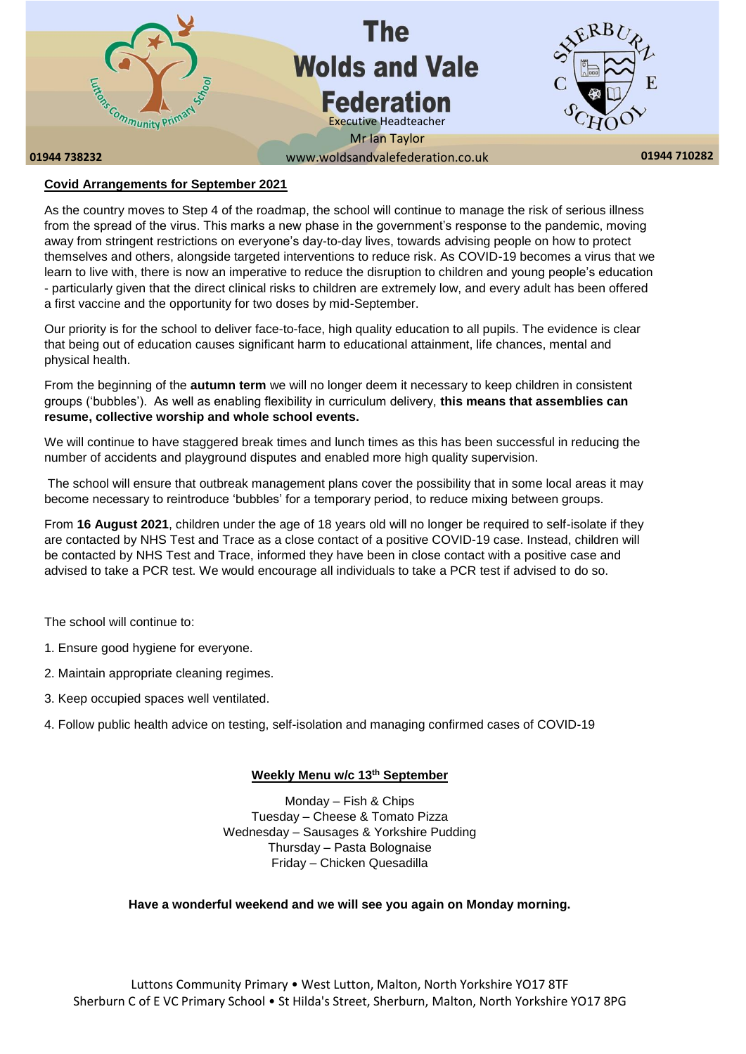# The Wolds and Vale Federation

Executive Headteacher
Mr Ian Taylor

01944 738232 | www.woldsandvalefederation.co.uk | 01944 710282

## Covid Arrangements for September 2021

As the country moves to Step 4 of the roadmap, the school will continue to manage the risk of serious illness from the spread of the virus. This marks a new phase in the government's response to the pandemic, moving away from stringent restrictions on everyone's day-to-day lives, towards advising people on how to protect themselves and others, alongside targeted interventions to reduce risk. As COVID-19 becomes a virus that we learn to live with, there is now an imperative to reduce the disruption to children and young people's education - particularly given that the direct clinical risks to children are extremely low, and every adult has been offered a first vaccine and the opportunity for two doses by mid-September.

Our priority is for the school to deliver face-to-face, high quality education to all pupils. The evidence is clear that being out of education causes significant harm to educational attainment, life chances, mental and physical health.

From the beginning of the **autumn term** we will no longer deem it necessary to keep children in consistent groups ('bubbles'). As well as enabling flexibility in curriculum delivery, **this means that assemblies can resume, collective worship and whole school events.**

We will continue to have staggered break times and lunch times as this has been successful in reducing the number of accidents and playground disputes and enabled more high quality supervision.

The school will ensure that outbreak management plans cover the possibility that in some local areas it may become necessary to reintroduce 'bubbles' for a temporary period, to reduce mixing between groups.

From **16 August 2021**, children under the age of 18 years old will no longer be required to self-isolate if they are contacted by NHS Test and Trace as a close contact of a positive COVID-19 case. Instead, children will be contacted by NHS Test and Trace, informed they have been in close contact with a positive case and advised to take a PCR test. We would encourage all individuals to take a PCR test if advised to do so.

The school will continue to:

1. Ensure good hygiene for everyone.
2. Maintain appropriate cleaning regimes.
3. Keep occupied spaces well ventilated.
4. Follow public health advice on testing, self-isolation and managing confirmed cases of COVID-19

## Weekly Menu w/c 13th September

Monday – Fish & Chips
Tuesday – Cheese & Tomato Pizza
Wednesday – Sausages & Yorkshire Pudding
Thursday – Pasta Bolognaise
Friday – Chicken Quesadilla

**Have a wonderful weekend and we will see you again on Monday morning.**

Luttons Community Primary • West Lutton, Malton, North Yorkshire YO17 8TF
Sherburn C of E VC Primary School • St Hilda's Street, Sherburn, Malton, North Yorkshire YO17 8PG